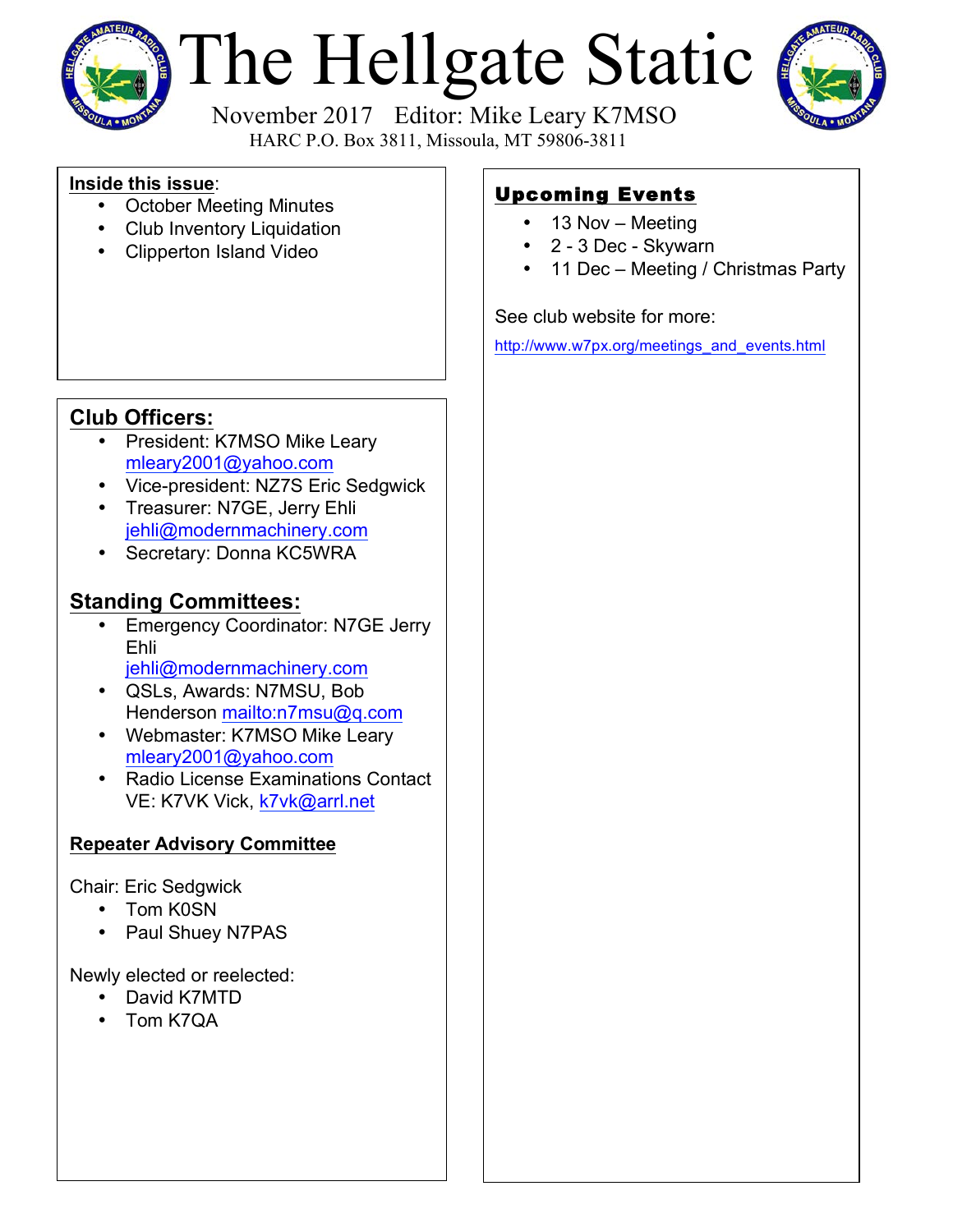# The Hellgate Static

November 2017 Editor: Mike Leary K7MSO

HARC P.O. Box 3811, Missoula, MT 59806-3811

**Inside this issue**:

- October Meeting Minutes
- Club Inventory Liquidation
- Clipperton Island Video

## Club Officers:

- President: K7MSO Mike Leary mleary2001@yahoo.com
- Vice-president: NZ7S Eric Sedgwick
- Treasurer: N7GE, Jerry Ehli jehli@modernmachinery.com
- Secretary: Donna KC5WRA

## Standing Committees:

- Emergency Coordinator: N7GE Jerry Ehli jehli@modernmachinery.com
- QSLs, Awards: N7MSU, Bob Henderson mailto:n7msu@q.com
- Webmaster: K7MSO Mike Leary mleary2001@yahoo.com
- Radio License Examinations Contact VE: K7VK Vick, k7vk@arrl.net

### Repeater Advisory Committee

Chair: Eric Sedgwick

- Tom K0SN
- Paul Shuey N7PAS

Newly elected or reelected:

- David K7MTD
- Tom K7QA

## Upcoming Events

- 13 Nov – Meeting
- 2 - 3 Dec - Skywarn
- 11 Dec – Meeting / Christmas Party

See club website for more:

http://www.w7px.org/meetings_and_events.html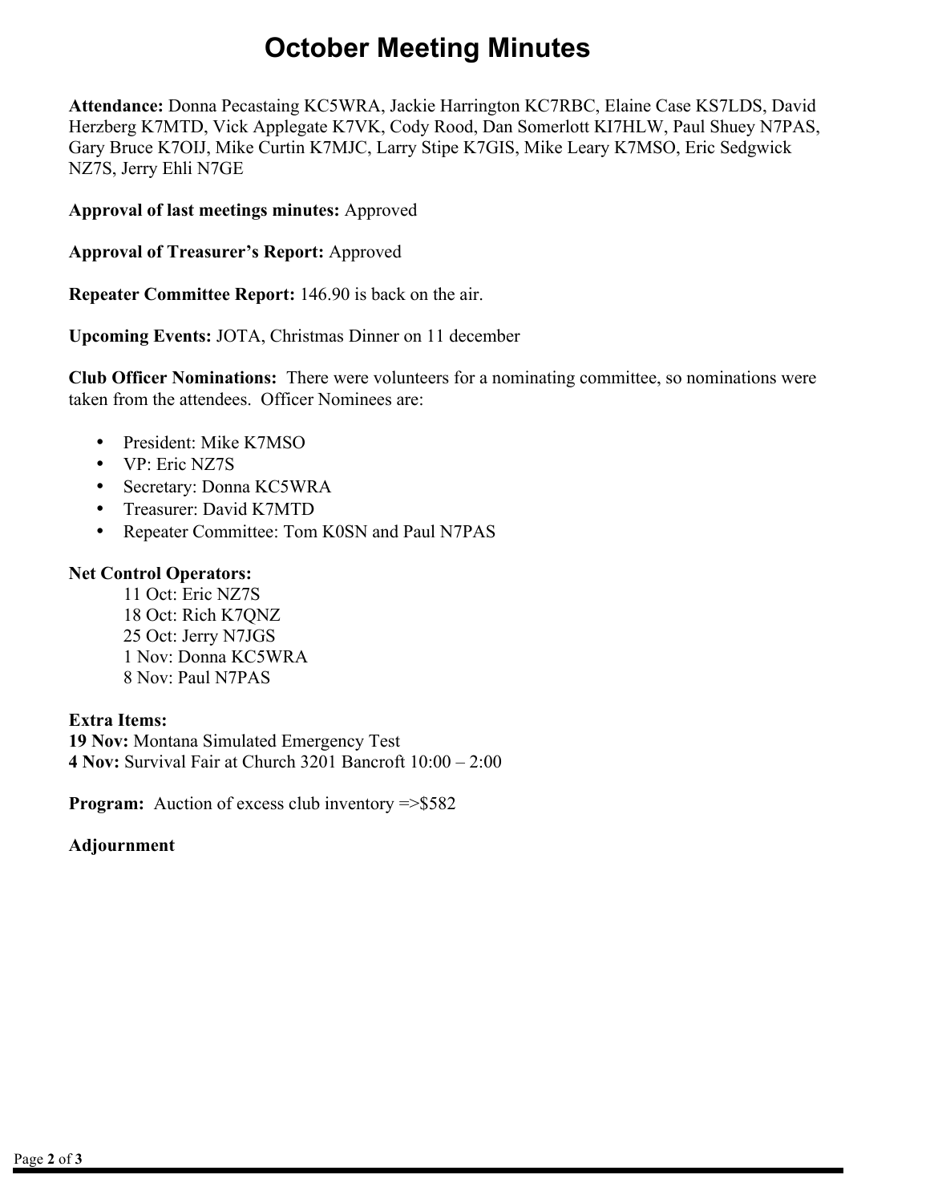# October Meeting Minutes

**Attendance:** Donna Pecastaing KC5WRA, Jackie Harrington KC7RBC, Elaine Case KS7LDS, David Herzberg K7MTD, Vick Applegate K7VK, Cody Rood, Dan Somerlott KI7HLW, Paul Shuey N7PAS, Gary Bruce K7OIJ, Mike Curtin K7MJC, Larry Stipe K7GIS, Mike Leary K7MSO, Eric Sedgwick NZ7S, Jerry Ehli N7GE

**Approval of last meetings minutes:** Approved

**Approval of Treasurer's Report:** Approved

**Repeater Committee Report:** 146.90 is back on the air.

**Upcoming Events:** JOTA, Christmas Dinner on 11 december

**Club Officer Nominations:** There were volunteers for a nominating committee, so nominations were taken from the attendees. Officer Nominees are:

- President: Mike K7MSO
- VP: Eric NZ7S
- Secretary: Donna KC5WRA
- Treasurer: David K7MTD
- Repeater Committee: Tom K0SN and Paul N7PAS

**Net Control Operators:**

11 Oct: Eric NZ7S
18 Oct: Rich K7QNZ
25 Oct: Jerry N7JGS
1 Nov: Donna KC5WRA
8 Nov: Paul N7PAS

**Extra Items:**
**19 Nov:** Montana Simulated Emergency Test
**4 Nov:** Survival Fair at Church 3201 Bancroft 10:00 – 2:00

**Program:** Auction of excess club inventory =>$582

**Adjournment**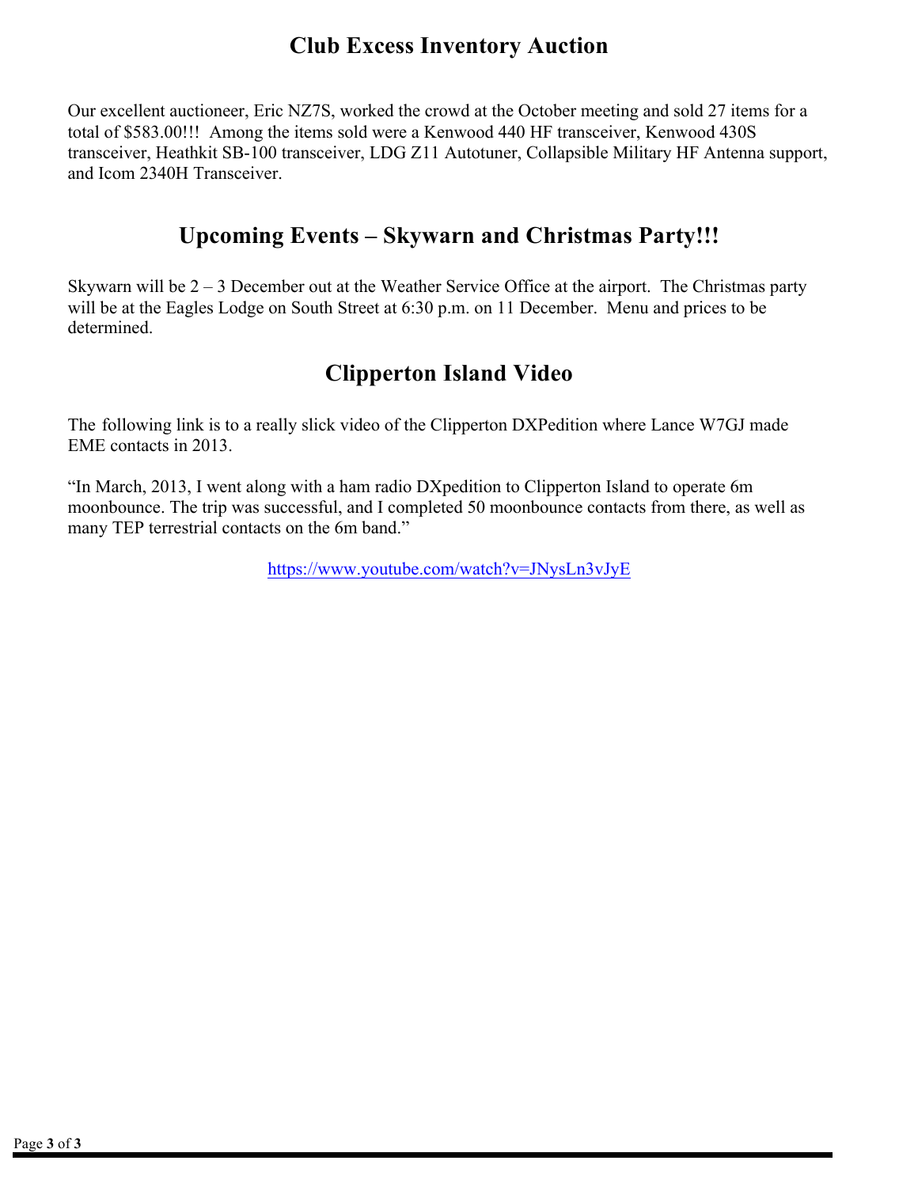## Club Excess Inventory Auction

Our excellent auctioneer, Eric NZ7S, worked the crowd at the October meeting and sold 27 items for a total of $583.00!!! Among the items sold were a Kenwood 440 HF transceiver, Kenwood 430S transceiver, Heathkit SB-100 transceiver, LDG Z11 Autotuner, Collapsible Military HF Antenna support, and Icom 2340H Transceiver.

## Upcoming Events – Skywarn and Christmas Party!!!

Skywarn will be 2 – 3 December out at the Weather Service Office at the airport. The Christmas party will be at the Eagles Lodge on South Street at 6:30 p.m. on 11 December. Menu and prices to be determined.

## Clipperton Island Video

The following link is to a really slick video of the Clipperton DXPedition where Lance W7GJ made EME contacts in 2013.

"In March, 2013, I went along with a ham radio DXpedition to Clipperton Island to operate 6m moonbounce. The trip was successful, and I completed 50 moonbounce contacts from there, as well as many TEP terrestrial contacts on the 6m band."

https://www.youtube.com/watch?v=JNysLn3vJyE